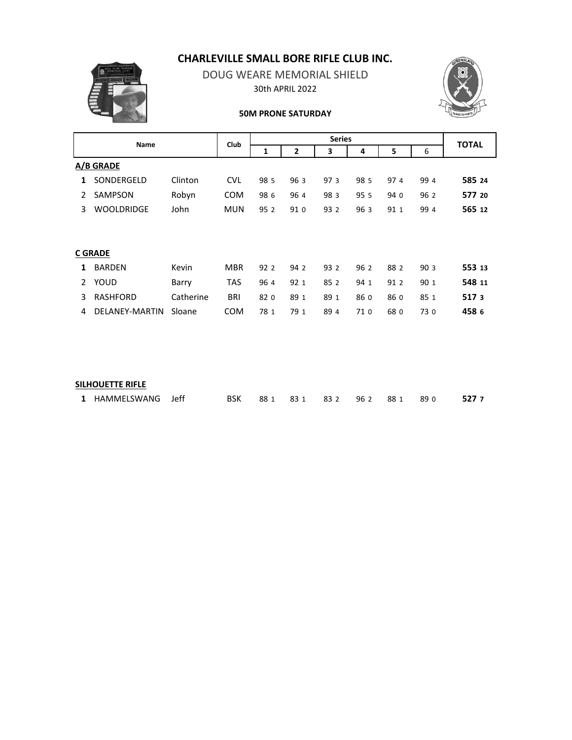# CHARLEVILLE SMALL BORE RIFLE CLUB INC.

DOUG WEARE MEMORIAL SHIELD

30th APRIL 2022

**50M PRONE SATURDAY**

| | Name | | Club | Series | | | | | | TOTAL |
|---|---|---|---|---|---|---|---|---|---|---|
| | | | | 1 | 2 | 3 | 4 | 5 | 6 | |
| **A/B GRADE** | | | | | | | | | | |
| **1** | SONDERGELD | Clinton | CVL | 98 5 | 96 3 | 97 3 | 98 5 | 97 4 | 99 4 | **585 24** |
| 2 | SAMPSON | Robyn | COM | 98 6 | 96 4 | 98 3 | 95 5 | 94 0 | 96 2 | **577 20** |
| 3 | WOOLDRIDGE | John | MUN | 95 2 | 91 0 | 93 2 | 96 3 | 91 1 | 99 4 | **565 12** |
| **C GRADE** | | | | | | | | | | |
| **1** | BARDEN | Kevin | MBR | 92 2 | 94 2 | 93 2 | 96 2 | 88 2 | 90 3 | **553 13** |
| 2 | YOUD | Barry | TAS | 96 4 | 92 1 | 85 2 | 94 1 | 91 2 | 90 1 | **548 11** |
| 3 | RASHFORD | Catherine | BRI | 82 0 | 89 1 | 89 1 | 86 0 | 86 0 | 85 1 | **517 3** |
| 4 | DELANEY-MARTIN | Sloane | COM | 78 1 | 79 1 | 89 4 | 71 0 | 68 0 | 73 0 | **458 6** |
| **SILHOUETTE RIFLE** | | | | | | | | | | |
| **1** | HAMMELSWANG | Jeff | BSK | 88 1 | 83 1 | 83 2 | 96 2 | 88 1 | 89 0 | **527 7** |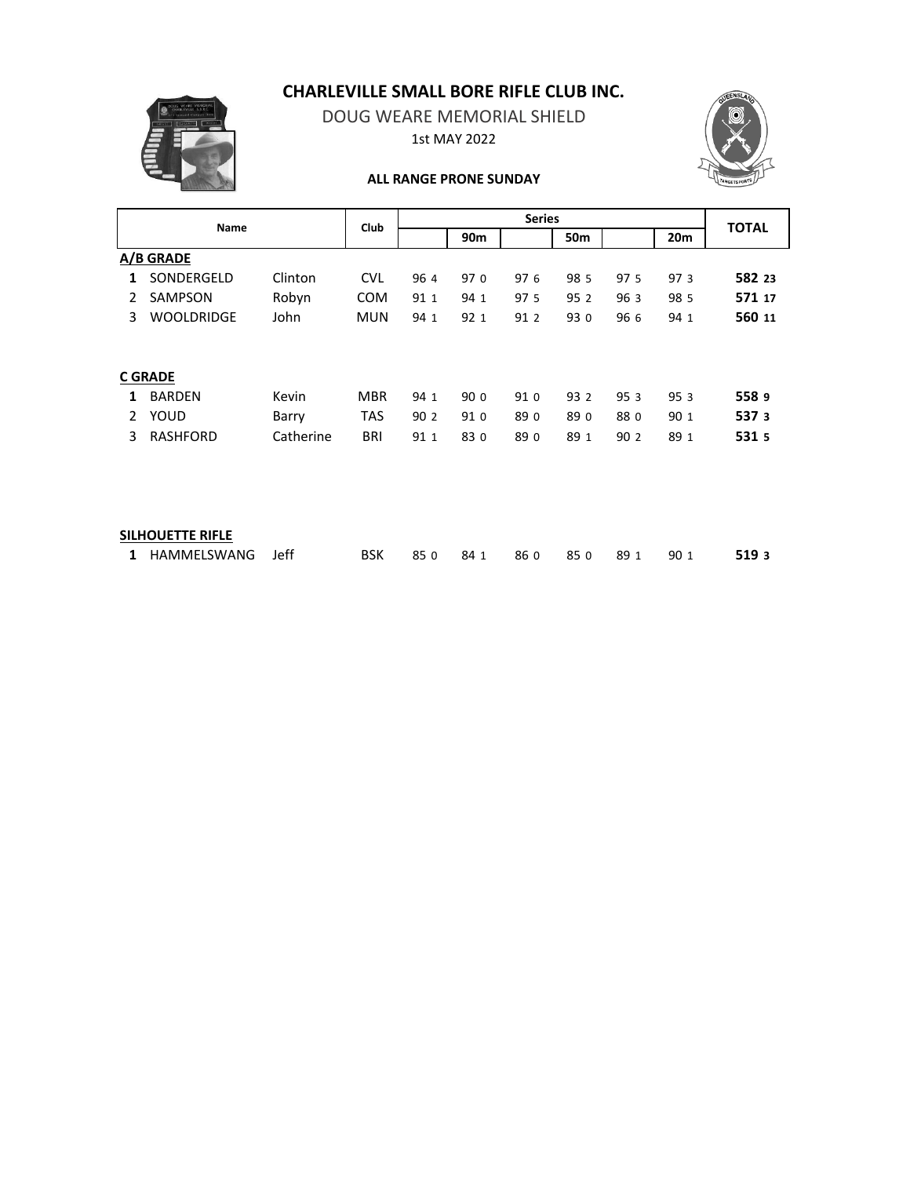# CHARLEVILLE SMALL BORE RIFLE CLUB INC.

DOUG WEARE MEMORIAL SHIELD

1st MAY 2022

**ALL RANGE PRONE SUNDAY**

| Name | | | Club | Series | | | | | | TOTAL |
|---|---|---|---|---|---|---|---|---|---|---|
| | | | | | 90m | | 50m | | 20m | |
| **A/B GRADE** | | | | | | | | | | |
| **1** | SONDERGELD | Clinton | CVL | 96 4 | 97 0 | 97 6 | 98 5 | 97 5 | 97 3 | **582 23** |
| 2 | SAMPSON | Robyn | COM | 91 1 | 94 1 | 97 5 | 95 2 | 96 3 | 98 5 | **571 17** |
| 3 | WOOLDRIDGE | John | MUN | 94 1 | 92 1 | 91 2 | 93 0 | 96 6 | 94 1 | **560 11** |
| **C GRADE** | | | | | | | | | | |
| **1** | BARDEN | Kevin | MBR | 94 1 | 90 0 | 91 0 | 93 2 | 95 3 | 95 3 | **558 9** |
| 2 | YOUD | Barry | TAS | 90 2 | 91 0 | 89 0 | 89 0 | 88 0 | 90 1 | **537 3** |
| 3 | RASHFORD | Catherine | BRI | 91 1 | 83 0 | 89 0 | 89 1 | 90 2 | 89 1 | **531 5** |
| **SILHOUETTE RIFLE** | | | | | | | | | | |
| **1** | HAMMELSWANG | Jeff | BSK | 85 0 | 84 1 | 86 0 | 85 0 | 89 1 | 90 1 | **519 3** |